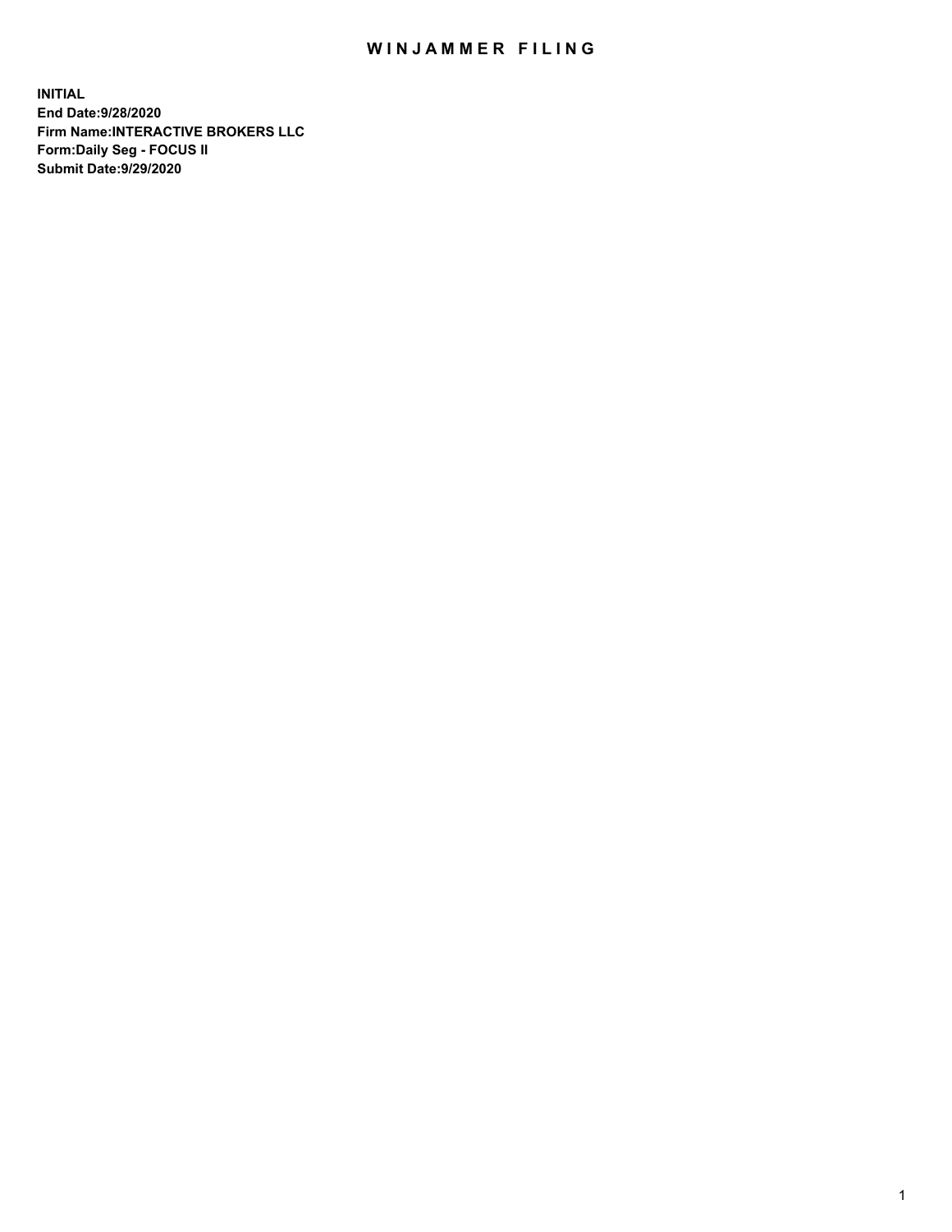# WINJAMMER FILING

**INITIAL**
**End Date:9/28/2020**
**Firm Name:INTERACTIVE BROKERS LLC**
**Form:Daily Seg - FOCUS II**
**Submit Date:9/29/2020**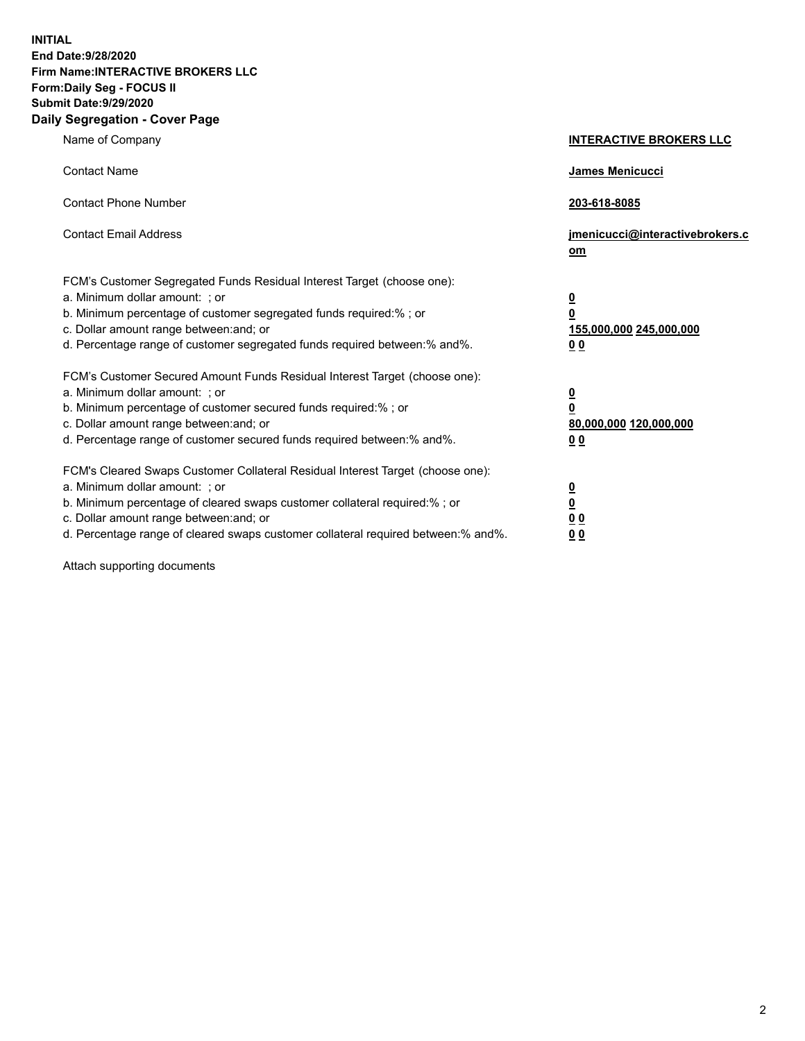**INITIAL**
**End Date:9/28/2020**
**Firm Name:INTERACTIVE BROKERS LLC**
**Form:Daily Seg - FOCUS II**
**Submit Date:9/29/2020**
**Daily Segregation - Cover Page**

| | |
|---|---|
| Name of Company | **INTERACTIVE BROKERS LLC** |
| Contact Name | **James Menicucci** |
| Contact Phone Number | **203-618-8085** |
| Contact Email Address | **jmenicucci@interactivebrokers.com** |
| FCM's Customer Segregated Funds Residual Interest Target (choose one): | |
| a. Minimum dollar amount: ; or | **0** |
| b. Minimum percentage of customer segregated funds required:% ; or | **0** |
| c. Dollar amount range between:and; or | **155,000,000** **245,000,000** |
| d. Percentage range of customer segregated funds required between:% and%. | **0** **0** |
| FCM's Customer Secured Amount Funds Residual Interest Target (choose one): | |
| a. Minimum dollar amount: ; or | **0** |
| b. Minimum percentage of customer secured funds required:% ; or | **0** |
| c. Dollar amount range between:and; or | **80,000,000** **120,000,000** |
| d. Percentage range of customer secured funds required between:% and%. | **0** **0** |
| FCM's Cleared Swaps Customer Collateral Residual Interest Target (choose one): | |
| a. Minimum dollar amount: ; or | **0** |
| b. Minimum percentage of cleared swaps customer collateral required:% ; or | **0** |
| c. Dollar amount range between:and; or | **0** **0** |
| d. Percentage range of cleared swaps customer collateral required between:% and%. | **0** **0** |

Attach supporting documents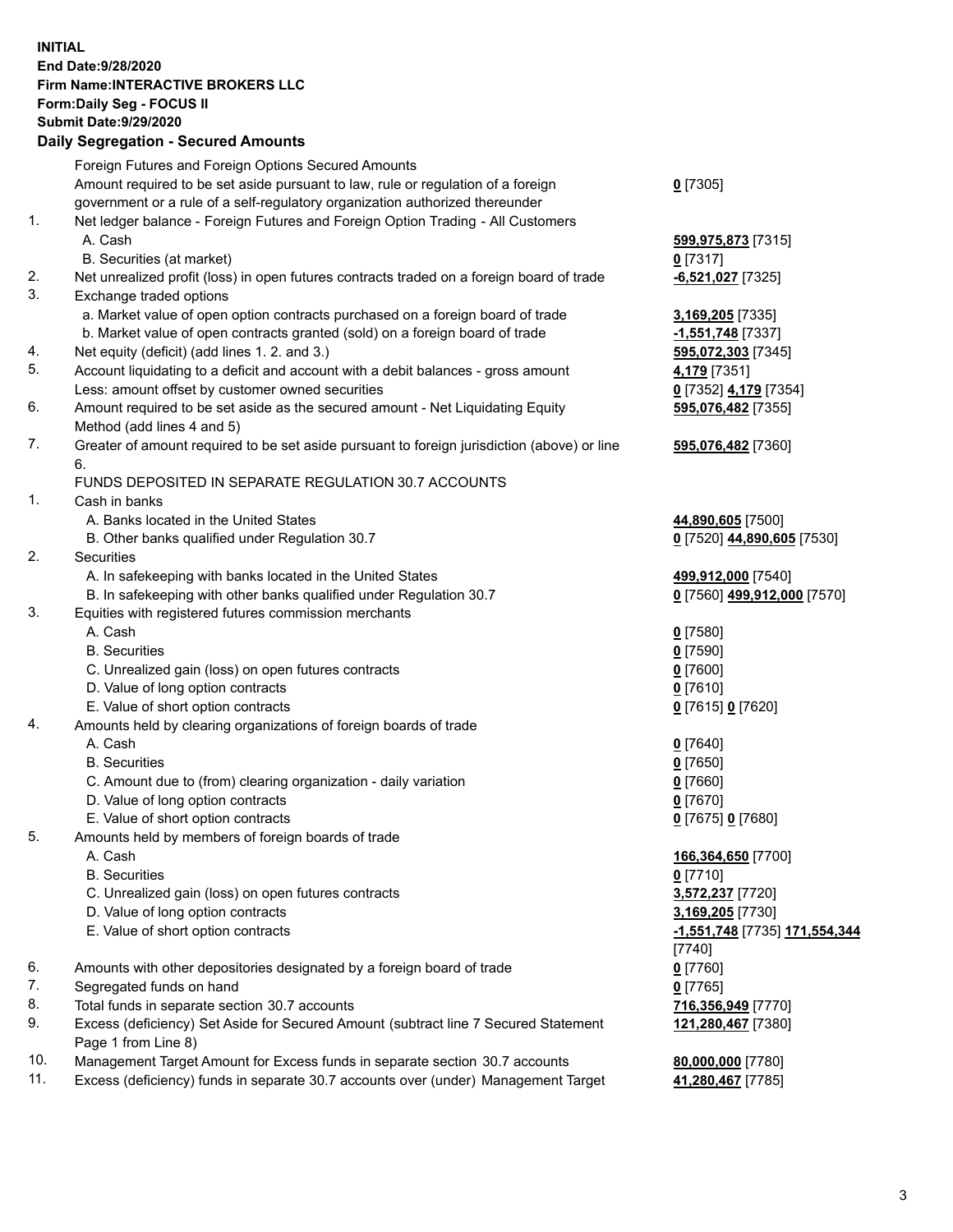**INITIAL**
**End Date:9/28/2020**
**Firm Name:INTERACTIVE BROKERS LLC**
**Form:Daily Seg - FOCUS II**
**Submit Date:9/29/2020**

**Daily Segregation - Secured Amounts**

| | | |
|---|---|---|
| | Foreign Futures and Foreign Options Secured Amounts | |
| | Amount required to be set aside pursuant to law, rule or regulation of a foreign government or a rule of a self-regulatory organization authorized thereunder | **0** [7305] |
| 1. | Net ledger balance - Foreign Futures and Foreign Option Trading - All Customers | |
| | A. Cash | **599,975,873** [7315] |
| | B. Securities (at market) | **0** [7317] |
| 2. | Net unrealized profit (loss) in open futures contracts traded on a foreign board of trade | **-6,521,027** [7325] |
| 3. | Exchange traded options | |
| | a. Market value of open option contracts purchased on a foreign board of trade | **3,169,205** [7335] |
| | b. Market value of open contracts granted (sold) on a foreign board of trade | **-1,551,748** [7337] |
| 4. | Net equity (deficit) (add lines 1. 2. and 3.) | **595,072,303** [7345] |
| 5. | Account liquidating to a deficit and account with a debit balances - gross amount | **4,179** [7351] |
| | Less: amount offset by customer owned securities | **0** [7352] **4,179** [7354] |
| 6. | Amount required to be set aside as the secured amount - Net Liquidating Equity Method (add lines 4 and 5) | **595,076,482** [7355] |
| 7. | Greater of amount required to be set aside pursuant to foreign jurisdiction (above) or line 6. | **595,076,482** [7360] |
| | FUNDS DEPOSITED IN SEPARATE REGULATION 30.7 ACCOUNTS | |
| 1. | Cash in banks | |
| | A. Banks located in the United States | **44,890,605** [7500] |
| | B. Other banks qualified under Regulation 30.7 | **0** [7520] **44,890,605** [7530] |
| 2. | Securities | |
| | A. In safekeeping with banks located in the United States | **499,912,000** [7540] |
| | B. In safekeeping with other banks qualified under Regulation 30.7 | **0** [7560] **499,912,000** [7570] |
| 3. | Equities with registered futures commission merchants | |
| | A. Cash | **0** [7580] |
| | B. Securities | **0** [7590] |
| | C. Unrealized gain (loss) on open futures contracts | **0** [7600] |
| | D. Value of long option contracts | **0** [7610] |
| | E. Value of short option contracts | **0** [7615] **0** [7620] |
| 4. | Amounts held by clearing organizations of foreign boards of trade | |
| | A. Cash | **0** [7640] |
| | B. Securities | **0** [7650] |
| | C. Amount due to (from) clearing organization - daily variation | **0** [7660] |
| | D. Value of long option contracts | **0** [7670] |
| | E. Value of short option contracts | **0** [7675] **0** [7680] |
| 5. | Amounts held by members of foreign boards of trade | |
| | A. Cash | **166,364,650** [7700] |
| | B. Securities | **0** [7710] |
| | C. Unrealized gain (loss) on open futures contracts | **3,572,237** [7720] |
| | D. Value of long option contracts | **3,169,205** [7730] |
| | E. Value of short option contracts | **-1,551,748** [7735] **171,554,344** [7740] |
| 6. | Amounts with other depositories designated by a foreign board of trade | **0** [7760] |
| 7. | Segregated funds on hand | **0** [7765] |
| 8. | Total funds in separate section 30.7 accounts | **716,356,949** [7770] |
| 9. | Excess (deficiency) Set Aside for Secured Amount (subtract line 7 Secured Statement Page 1 from Line 8) | **121,280,467** [7380] |
| 10. | Management Target Amount for Excess funds in separate section 30.7 accounts | **80,000,000** [7780] |
| 11. | Excess (deficiency) funds in separate 30.7 accounts over (under) Management Target | **41,280,467** [7785] |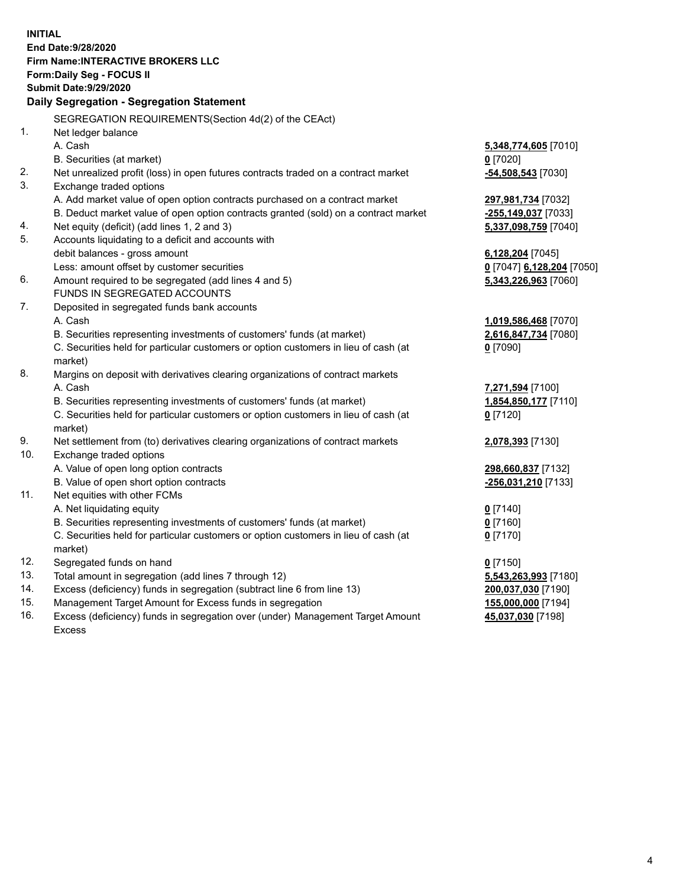**INITIAL**
**End Date:9/28/2020**
**Firm Name:INTERACTIVE BROKERS LLC**
**Form:Daily Seg - FOCUS II**
**Submit Date:9/29/2020**

## Daily Segregation - Segregation Statement

SEGREGATION REQUIREMENTS(Section 4d(2) of the CEAct)

| | | |
|---|---|---|
| 1. | Net ledger balance | |
| | A. Cash | **5,348,774,605** [7010] |
| | B. Securities (at market) | **0** [7020] |
| 2. | Net unrealized profit (loss) in open futures contracts traded on a contract market | **-54,508,543** [7030] |
| 3. | Exchange traded options | |
| | A. Add market value of open option contracts purchased on a contract market | **297,981,734** [7032] |
| | B. Deduct market value of open option contracts granted (sold) on a contract market | **-255,149,037** [7033] |
| 4. | Net equity (deficit) (add lines 1, 2 and 3) | **5,337,098,759** [7040] |
| 5. | Accounts liquidating to a deficit and accounts with debit balances - gross amount | **6,128,204** [7045] |
| | Less: amount offset by customer securities | **0** [7047] **6,128,204** [7050] |
| 6. | Amount required to be segregated (add lines 4 and 5) | **5,343,226,963** [7060] |
| | FUNDS IN SEGREGATED ACCOUNTS | |
| 7. | Deposited in segregated funds bank accounts | |
| | A. Cash | **1,019,586,468** [7070] |
| | B. Securities representing investments of customers' funds (at market) | **2,616,847,734** [7080] |
| | C. Securities held for particular customers or option customers in lieu of cash (at market) | **0** [7090] |
| 8. | Margins on deposit with derivatives clearing organizations of contract markets | |
| | A. Cash | **7,271,594** [7100] |
| | B. Securities representing investments of customers' funds (at market) | **1,854,850,177** [7110] |
| | C. Securities held for particular customers or option customers in lieu of cash (at market) | **0** [7120] |
| 9. | Net settlement from (to) derivatives clearing organizations of contract markets | **2,078,393** [7130] |
| 10. | Exchange traded options | |
| | A. Value of open long option contracts | **298,660,837** [7132] |
| | B. Value of open short option contracts | **-256,031,210** [7133] |
| 11. | Net equities with other FCMs | |
| | A. Net liquidating equity | **0** [7140] |
| | B. Securities representing investments of customers' funds (at market) | **0** [7160] |
| | C. Securities held for particular customers or option customers in lieu of cash (at market) | **0** [7170] |
| 12. | Segregated funds on hand | **0** [7150] |
| 13. | Total amount in segregation (add lines 7 through 12) | **5,543,263,993** [7180] |
| 14. | Excess (deficiency) funds in segregation (subtract line 6 from line 13) | **200,037,030** [7190] |
| 15. | Management Target Amount for Excess funds in segregation | **155,000,000** [7194] |
| 16. | Excess (deficiency) funds in segregation over (under) Management Target Amount Excess | **45,037,030** [7198] |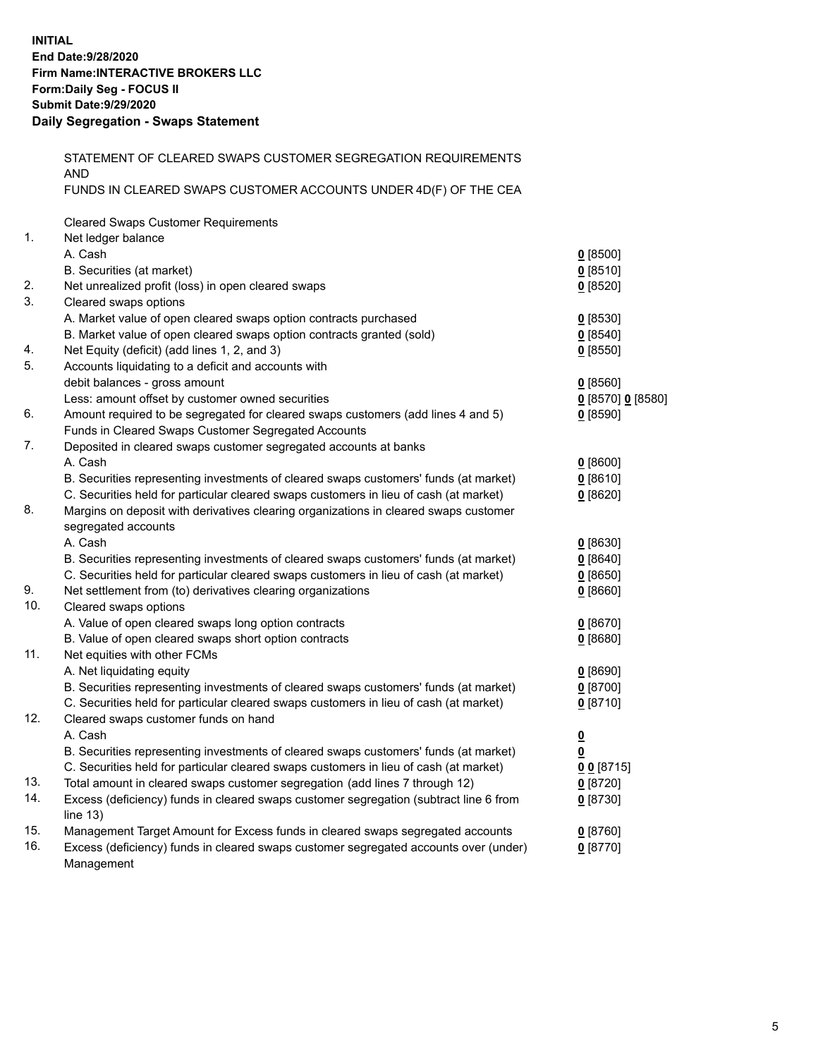**INITIAL**
**End Date:9/28/2020**
**Firm Name:INTERACTIVE BROKERS LLC**
**Form:Daily Seg - FOCUS II**
**Submit Date:9/29/2020**
**Daily Segregation - Swaps Statement**

STATEMENT OF CLEARED SWAPS CUSTOMER SEGREGATION REQUIREMENTS AND FUNDS IN CLEARED SWAPS CUSTOMER ACCOUNTS UNDER 4D(F) OF THE CEA

| | | |
|---|---|---|
| | Cleared Swaps Customer Requirements | |
| 1. | Net ledger balance | |
| | A. Cash | 0 [8500] |
| | B. Securities (at market) | 0 [8510] |
| 2. | Net unrealized profit (loss) in open cleared swaps | 0 [8520] |
| 3. | Cleared swaps options | |
| | A. Market value of open cleared swaps option contracts purchased | 0 [8530] |
| | B. Market value of open cleared swaps option contracts granted (sold) | 0 [8540] |
| 4. | Net Equity (deficit) (add lines 1, 2, and 3) | 0 [8550] |
| 5. | Accounts liquidating to a deficit and accounts with | |
| | debit balances - gross amount | 0 [8560] |
| | Less: amount offset by customer owned securities | 0 [8570] 0 [8580] |
| 6. | Amount required to be segregated for cleared swaps customers (add lines 4 and 5) | 0 [8590] |
| | Funds in Cleared Swaps Customer Segregated Accounts | |
| 7. | Deposited in cleared swaps customer segregated accounts at banks | |
| | A. Cash | 0 [8600] |
| | B. Securities representing investments of cleared swaps customers' funds (at market) | 0 [8610] |
| | C. Securities held for particular cleared swaps customers in lieu of cash (at market) | 0 [8620] |
| 8. | Margins on deposit with derivatives clearing organizations in cleared swaps customer segregated accounts | |
| | A. Cash | 0 [8630] |
| | B. Securities representing investments of cleared swaps customers' funds (at market) | 0 [8640] |
| | C. Securities held for particular cleared swaps customers in lieu of cash (at market) | 0 [8650] |
| 9. | Net settlement from (to) derivatives clearing organizations | 0 [8660] |
| 10. | Cleared swaps options | |
| | A. Value of open cleared swaps long option contracts | 0 [8670] |
| | B. Value of open cleared swaps short option contracts | 0 [8680] |
| 11. | Net equities with other FCMs | |
| | A. Net liquidating equity | 0 [8690] |
| | B. Securities representing investments of cleared swaps customers' funds (at market) | 0 [8700] |
| | C. Securities held for particular cleared swaps customers in lieu of cash (at market) | 0 [8710] |
| 12. | Cleared swaps customer funds on hand | |
| | A. Cash | 0 |
| | B. Securities representing investments of cleared swaps customers' funds (at market) | 0 |
| | C. Securities held for particular cleared swaps customers in lieu of cash (at market) | 0 0 [8715] |
| 13. | Total amount in cleared swaps customer segregation (add lines 7 through 12) | 0 [8720] |
| 14. | Excess (deficiency) funds in cleared swaps customer segregation (subtract line 6 from line 13) | 0 [8730] |
| 15. | Management Target Amount for Excess funds in cleared swaps segregated accounts | 0 [8760] |
| 16. | Excess (deficiency) funds in cleared swaps customer segregated accounts over (under) Management | 0 [8770] |